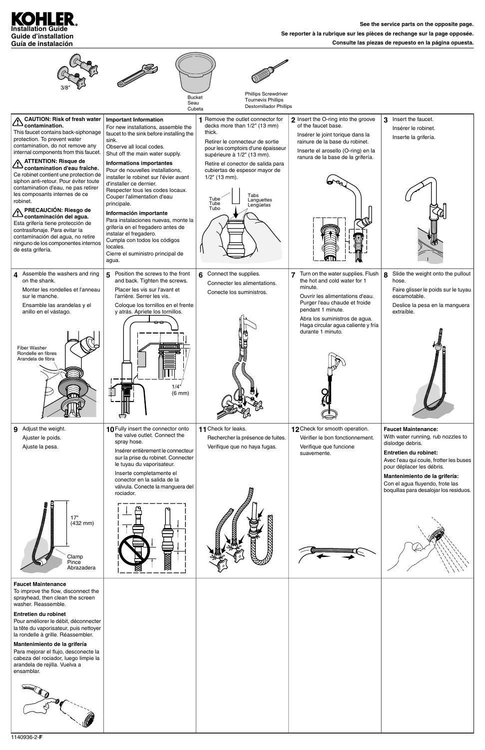# KOHLER

**Installation Guide**
**Guide d'installation**
**Guía de instalación**

**See the service parts on the opposite page.**

**Se reporter à la rubrique sur les pièces de rechange sur la page opposée.**

**Consulte las piezas de repuesto en la página opuesta.**

3/8"

Bucket
Seau
Cubeta

Phillips Screwdriver
Tournevis Phillips
Destornillador Phillips

**CAUTION: Risk of fresh water contamination.**
This faucet contains back-siphonage protection. To prevent water contamination, do not remove any internal components from this faucet.

**ATTENTION: Risque de contamination d'eau fraîche.**
Ce robinet contient une protection de siphon anti-retour. Pour éviter toute contamination d'eau, ne retirer aucun des composants internes de ce robinet.

**PRECAUCIÓN: Riesgo de contaminación del agua.**
Esta grifería tiene protección de contrasifonaje. Para evitar la contaminación del agua, no retire ninguno de los componentes internos de esta grifería.

**Important Information**
For new installations, assemble the faucet to the sink before installing the sink.
Observe all local codes.
Shut off the main water supply.

**Informations importantes**
Pour de nouvelles installations, installer le robinet sur l'évier avant d'installer ce dernier.
Respecter tous les codes locaux.
Couper l'alimentation d'eau principale.

**Información importante**
Para instalaciones nuevas, monte la grifería en el fregadero antes de instalar el fregadero.
Cumpla con todos los códigos locales.
Cierre el suministro principal de agua.

**1** Remove the outlet connector for decks more than 1/2" (13 mm) thick.

Retirer le connecteur de sortie pour les comptoirs d'une épaisseur supérieure à 1/2" (13 mm).

Retire el conector de salida para cubiertas de espesor mayor de 1/2" (13 mm).

Tube / Tube / Tubo
Tabs / Languettes / Lengüetas

**2** Insert the O-ring into the groove of the faucet base.

Insérer le joint torique dans la rainure de la base du robinet.

Inserte el arosello (O-ring) en la ranura de la base de la grifería.

**3** Insert the faucet.

Insérer le robinet.

Inserte la grifería.

**4** Assemble the washers and ring on the shank.

Monter les rondelles et l'anneau sur le manche.

Ensamble las arandelas y el anillo en el vástago.

Fiber Washer
Rondelle en fibres
Arandela de fibra

**5** Position the screws to the front and back. Tighten the screws.

Placer les vis sur l'avant et l'arrière. Serrer les vis.

Coloque los tornillos en el frente y atrás. Apriete los tornillos.

1/4" (6 mm)

**6** Connect the supplies.

Connecter les alimentations.

Conecte los suministros.

**7** Turn on the water supplies. Flush the hot and cold water for 1 minute.

Ouvrir les alimentations d'eau. Purger l'eau chaude et froide pendant 1 minute.

Abra los suministros de agua. Haga circular agua caliente y fría durante 1 minuto.

**8** Slide the weight onto the pullout hose.

Faire glisser le poids sur le tuyau escamotable.

Deslice la pesa en la manguera extraíble.

**9** Adjust the weight.

Ajuster le poids.

Ajuste la pesa.

17" (432 mm)

Clamp
Pince
Abrazadera

**10** Fully insert the connector onto the valve outlet. Connect the spray hose.

Insérer entièrement le connecteur sur la prise du robinet. Connecter le tuyau du vaporisateur.

Inserte completamente el conector en la salida de la válvula. Conecte la manguera del rociador.

**11** Check for leaks.

Rechercher la présence de fuites.

Verifique que no haya fugas.

**12** Check for smooth operation.

Vérifier le bon fonctionnement.

Verifique que funcione suavemente.

**Faucet Maintenance:**
With water running, rub nozzles to dislodge debris.

**Entretien du robinet:**
Avec l'eau qui coule, frotter les buses pour déplacer les débris.

**Mantenimiento de la grifería:**
Con el agua fluyendo, frote las boquillas para desalojar los residuos.

**Faucet Maintenance**
To improve the flow, disconnect the sprayhead, then clean the screen washer. Reassemble.

**Entretien du robinet**
Pour améliorer le débit, déconnecter la tête du vaporisateur, puis nettoyer la rondelle à grille. Réassembler.

**Mantenimiento de la grifería**
Para mejorar el flujo, desconecte la cabeza del rociador, luego limpie la arandela de rejilla. Vuelva a ensamblar.

1140936-2-**F**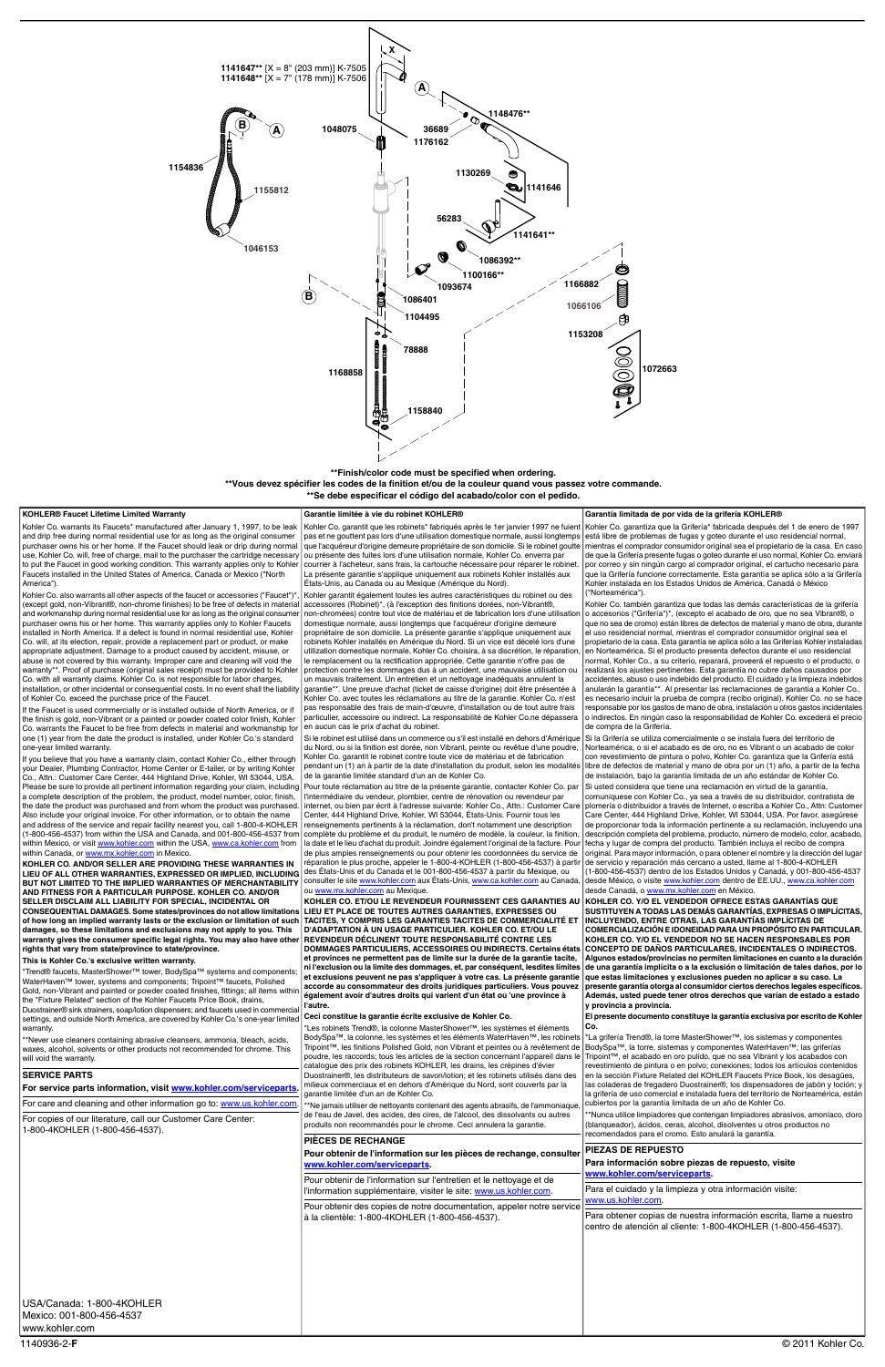1141647** [X = 8" (203 mm)] K-7505
1141648** [X = 7" (178 mm)] K-7506

X
A
B
A
B

1154836
1155812
1046153
1048075
36689
1176162
1148476**
1130269
1141646
56283
1141641**
1086392**
1100166**
1093674
1086401
1104495
78888
1168858
1158840
1166882
1066106
1153208
1072663

***Finish/color code must be specified when ordering.**
****Vous devez spécifier les codes de la finition et/ou de la couleur quand vous passez votre commande.**
****Se debe especificar el código del acabado/color con el pedido.**

**KOHLER® Faucet Lifetime Limited Warranty**

Kohler Co. warrants its Faucets* manufactured after January 1, 1997, to be leak and drip free during normal residential use for as long as the original consumer purchaser owns his or her home. If the Faucet should leak or drip during normal use, Kohler Co. will, free of charge, mail to the purchaser the cartridge necessary to put the Faucet in good working condition. This warranty applies only to Kohler Faucets installed in the United States of America, Canada or Mexico ("North America").

Kohler Co. also warrants all other aspects of the faucet or accessories ("Faucet")*, (except gold, non-Vibrant®, non-chrome finishes) to be free of defects in material and workmanship during normal residential use for as long as the original consumer purchaser owns his or her home. This warranty applies only to Kohler Faucets installed in North America. If a defect is found in normal residential use, Kohler Co. will, at its election, repair, provide a replacement part or product, or make appropriate adjustment. Damage to a product caused by accident, misuse, or abuse is not covered by this warranty. Improper care and cleaning will void the warranty**. Proof of purchase (original sales receipt) must be provided to Kohler Co. with all warranty claims. Kohler Co. is not responsible for labor charges, installation, or other incidental or consequential costs. In no event shall the liability of Kohler Co. exceed the purchase price of the Faucet.

If the Faucet is used commercially or is installed outside of North America, or if the finish is gold, non-Vibrant or a painted or powder coated color finish, Kohler Co. warrants the Faucet to be free from defects in material and workmanship for one (1) year from the date the product is installed, under Kohler Co.'s standard one-year limited warranty.

If you believe that you have a warranty claim, contact Kohler Co., either through your Dealer, Plumbing Contractor, Home Center or E-tailer, or by writing Kohler Co., Attn.: Customer Care Center, 444 Highland Drive, Kohler, WI 53044, USA. Please be sure to provide all pertinent information regarding your claim, including a complete description of the problem, the product, model number, color, finish, the date the product was purchased and from whom the product was purchased. Also include your original invoice. For other information, or to obtain the name and address of the service and repair facility nearest you, call 1-800-4-KOHLER (1-800-456-4537) from within the USA and Canada, and 001-800-456-4537 from within Mexico, or visit www.kohler.com within the USA, www.ca.kohler.com from within Canada, or www.mx.kohler.com in Mexico.

**KOHLER CO. AND/OR SELLER ARE PROVIDING THESE WARRANTIES IN LIEU OF ALL OTHER WARRANTIES, EXPRESSED OR IMPLIED, INCLUDING BUT NOT LIMITED TO THE IMPLIED WARRANTIES OF MERCHANTABILITY AND FITNESS FOR A PARTICULAR PURPOSE. KOHLER CO. AND/OR SELLER DISCLAIM ALL LIABILITY FOR SPECIAL, INCIDENTAL OR CONSEQUENTIAL DAMAGES. Some states/provinces do not allow limitations of how long an implied warranty lasts or the exclusion or limitation of such damages, so these limitations and exclusions may not apply to you. This warranty gives the consumer specific legal rights. You may also have other rights that vary from state/province to state/province.**

**This is Kohler Co.'s exclusive written warranty.**

*Trend® faucets, MasterShower™ tower, BodySpa™ systems and components; WaterHaven™ tower, systems and components; Tripoint™ faucets, Polished Gold, non-Vibrant and painted or powder coated finishes, fittings; all items within the "Fixture Related" section of the Kohler Faucets Price Book, drains, Duostrainer® sink strainers, soap/lotion dispensers; and faucets used in commercial settings, and outside North America, are covered by Kohler Co.'s one-year limited warranty.

**Never use cleaners containing abrasive cleansers, ammonia, bleach, acids, waxes, alcohol, solvents or other products not recommended for chrome. This will void the warranty.

**SERVICE PARTS**

**For service parts information, visit www.kohler.com/serviceparts.**

For care and cleaning and other information go to: www.us.kohler.com.

For copies of our literature, call our Customer Care Center: 1-800-4KOHLER (1-800-456-4537).

**Garantie limitée à vie du robinet KOHLER®**

Kohler Co. garantit que les robinets* fabriqués après le 1er janvier 1997 ne fuient pas et ne gouttent pas lors d'une utilisation domestique normale, aussi longtemps que l'acquéreur d'origine demeure propriétaire de son domicile. Si le robinet goutte ou présente des fuites lors d'une utilisation normale, Kohler Co. enverra par courrier à l'acheteur, sans frais, la cartouche nécessaire pour réparer le robinet. La présente garantie s'applique uniquement aux robinets Kohler installés aux États-Unis, au Canada ou au Mexique (Amérique du Nord).

Kohler garantit également toutes les autres caractéristiques du robinet ou des accessoires (Robinet)*, (à l'exception des finitions dorées, non-Vibrant®, non-chromées) contre tout vice de matériau et de fabrication lors d'une utilisation domestique normale, aussi longtemps que l'acquéreur d'origine demeure propriétaire de son domicile. La présente garantie s'applique uniquement aux robinets Kohler installés en Amérique du Nord. Si un vice est décelé lors d'une utilisation domestique normale, Kohler Co. choisira, à sa discrétion, le réparation, le remplacement ou la rectification appropriée. Cette garantie n'offre pas de protection contre les dommages dus à un accident, une mauvaise utilisation ou un mauvais traitement. Un entretien et un nettoyage inadéquats annulent la garantie**. Une preuve d'achat (ticket de caisse d'origine) doit être présentée à Kohler Co. avec toutes les réclamations au titre de la garantie. Kohler Co. n'est pas responsable des frais de main-d'œuvre, d'installation ou de tout autre frais particulier, accessoire ou indirect. La responsabilité de Kohler Co.ne dépassera en aucun cas le prix d'achat du robinet.

Si le robinet est utilisé dans un contexte commercial ou s'il est installé en dehors d'Amérique du Nord, ou si la finition est dorée, non Vibrant, peinte ou revêtue d'une poudre, Kohler Co. garantit le robinet contre toute vice de matériau et de fabrication pendant un (1) an à partir de la date d'installation du produit, selon les modalités de la garantie limitée standard d'un an de Kohler Co.

Pour toute réclamation au titre de la présente garantie, contacter Kohler Co. par l'intermédiaire du vendeur, plombier, centre de rénovation ou revendeur par internet, ou bien par écrit à l'adresse suivante: Kohler Co., Attn.: Customer Care Center, 444 Highland Drive, Kohler, WI 53044, États-Unis. Fournir tous les renseignements pertinents à la réclamation, don't notamment une description complète du problème et du produit, le numéro de modèle, la couleur, la finition, la date et le lieu d'achat du produit. Joindre également l'original de la facture. Pour de plus amples renseignements ou pour obtenir les coordonnées du service de réparation le plus proche, appeler le 1-800-4-KOHLER (1-800-456-4537) à partir des États-Unis et du Canada et le 001-800-456-4537 à partir du Mexique, ou consulter le site www.kohler.com aux États-Unis, www.ca.kohler.com au Canada, ou www.mx.kohler.com au Mexique.

**KOHLER CO. ET/OU LE REVENDEUR FOURNISSENT CES GARANTIES AU LIEU ET PLACE DE TOUTES AUTRES GARANTIES, EXPRESSES OU TACITES, Y COMPRIS LES GARANTIES TACITES DE COMMERCIALITÉ ET D'ADAPTATION À UN USAGE PARTICULIER. KOHLER CO. ET/OU LE REVENDEUR DÉCLINENT TOUTE RESPONSABILITÉ CONTRE LES DOMMAGES PARTICULIERS, ACCESSOIRES OU INDIRECTS. Certains états et provinces ne permettent pas de limite sur la durée de la garantie tacite, ni l'exclusion ou la limite des dommages, et, par conséquent, lesdites limites et exclusions peuvent ne pas s'appliquer à votre cas. La présente garantie accorde au consommateur des droits juridiques particuliers. Vous pouvez également avoir d'autres droits qui varient d'un état ou 'une province à l'autre.**

**Ceci constitue la garantie écrite exclusive de Kohler Co.**

*Les robinets Trend®, la colonne MasterShower™, les systèmes et éléments BodySpa™, la colonne, les systèmes et les éléments WaterHaven™, les robinets Tripoint™, les finitions Polished Gold, non Vibrant et peintes ou à revêtement de poudre, les raccords; tous les articles de la section concernant l'appareil dans le catalogue des prix des robinets KOHLER, les drains, les crépines d'évier Duostrainer®, les distributeurs de savon/lotion; et les robinets utilisés dans des milieux commerciaux et en dehors d'Amérique du Nord, sont couverts par la garantie limitée d'un an de Kohler Co.

**Ne jamais utiliser de nettoyants contenant des agents abrasifs, de l'ammoniaque, de l'eau de Javel, des acides, des cires, de l'alcool, des dissolvants ou autres produits non recommandés pour le chrome. Ceci annulera la garantie.

**PIÈCES DE RECHANGE**

**Pour obtenir de l'information sur les pièces de rechange, consulter www.kohler.com/serviceparts.**

Pour obtenir de l'information sur l'entretien et le nettoyage et de l'information supplémentaire, visiter le site: www.us.kohler.com.

Pour obtenir des copies de notre documentation, appeler notre service à la clientèle: 1-800-4KOHLER (1-800-456-4537).

**Garantía limitada de por vida de la grifería KOHLER®**

Kohler Co. garantiza que la Grifería* fabricada después del 1 de enero de 1997 está libre de problemas de fugas y goteo durante el uso residencial normal, mientras el comprador consumidor original sea el propietario de la casa. En caso de que la Grifería presente fugas o goteo durante el uso normal, Kohler Co. enviará por correo y sin ningún cargo al comprador original, el cartucho necesario para que la Grifería funcione correctamente. Esta garantía se aplica sólo a la Grifería Kohler instalada en los Estados Unidos de América, Canadá o México ("Norteamérica").

Kohler Co. también garantiza que todas las demás características de la grifería o accesorios ("Grifería")*, (excepto el acabado de oro, que no sea Vibrant®, o que no sea de cromo) están libres de defectos de material y mano de obra, durante el uso residencial normal, mientras el comprador consumidor original sea el propietario de la casa. Esta garantía se aplica sólo a las Griferías Kohler instaladas en Norteamérica. Si el producto presenta defectos durante el uso residencial normal, Kohler Co., a su criterio, reparará, proveerá el repuesto o el producto, o realizará los ajustes pertinentes. Esta garantía no cubre daños causados por accidentes, abuso o uso indebido del producto. El cuidado y la limpieza indebidos anularán la garantía**. Al presentar las reclamaciones de garantía a Kohler Co., es necesario incluir la prueba de compra (recibo original). Kohler Co. no se hace responsable por los gastos de mano de obra, instalación u otros gastos incidentales o indirectos. En ningún caso la responsabilidad de Kohler Co. excederá el precio de compra de la Grifería.

Si la Grifería se utiliza comercialmente o se instala fuera del territorio de Norteamérica, o si el acabado es de oro, no es Vibrant o un acabado de color con revestimiento de pintura o polvo, Kohler Co. garantiza que la Grifería está libre de defectos de material y mano de obra por un (1) año, a partir de la fecha de instalación, bajo la garantía limitada de un año estándar de Kohler Co.

Si usted considera que tiene una reclamación en virtud de la garantía, comuníquese con Kohler Co., ya sea a través de su distribuidor, contratista de plomería o distribuidor a través de Internet, o escriba a Kohler Co., Attn: Customer Care Center, 444 Highland Drive, Kohler, WI 53044, USA. Por favor, asegúrese de proporcionar toda la información pertinente a su reclamación, incluyendo una descripción completa del problema, producto, número de modelo, color, acabado, fecha y lugar de compra del producto. También incluya el recibo de compra original. Para mayor información, o para obtener el nombre y la dirección del lugar de servicio y reparación más cercano a usted, llame al 1-800-4-KOHLER (1-800-456-4537) dentro de los Estados Unidos y Canadá, y 001-800-456-4537 desde México, o visite www.kohler.com dentro de EE.UU., www.ca.kohler.com desde Canadá, o www.mx.kohler.com en México.

**KOHLER CO. Y/O EL VENDEDOR OFRECE ESTAS GARANTÍAS QUE SUSTITUYEN A TODAS LAS DEMÁS GARANTÍAS, EXPRESAS O IMPLÍCITAS, INCLUYENDO, ENTRE OTRAS, LAS GARANTÍAS IMPLÍCITAS DE COMERCIALIZACIÓN E IDONEIDAD PARA UN PROPÓSITO EN PARTICULAR. KOHLER CO. Y/O EL VENDEDOR NO SE HACEN RESPONSABLES POR CONCEPTO DE DAÑOS PARTICULARES, INCIDENTALES O INDIRECTOS. Algunos estados/provincias no permiten limitaciones en cuanto a la duración de una garantía implícita o a la exclusión o limitación de tales daños, por lo que estas limitaciones y exclusiones pueden no aplicar a su caso. La presente garantía otorga al consumidor ciertos derechos legales específicos. Además, usted puede tener otros derechos que varían de estado a estado y provincia a provincia.**

**El presente documento constituye la garantía exclusiva por escrito de Kohler Co.**

*La grifería Trend®, la torre MasterShower™, los sistemas y componentes BodySpa™, la torre, sistemas y componentes WaterHaven™; las griferías Tripoint™, el acabado en oro pulido, que no sea Vibrant y los acabados con revestimiento de pintura o en polvo; conexiones; todos los artículos contenidos en la sección Fixture Related del KOHLER Faucets Price Book, los desagües, las coladeras de fregadero Duostrainer®, los dispensadores de jabón y loción; y la grifería de uso comercial e instalada fuera del territorio de Norteamérica, están cubiertos por la garantía limitada de un año de Kohler Co.

**Nunca utilice limpiadores que contengan limpiadores abrasivos, amoníaco, cloro (blanqueador), ácidos, ceras, alcohol, disolventes u otros productos no recomendados para el cromo. Esto anulará la garantía.

**PIEZAS DE REPUESTO**

**Para información sobre piezas de repuesto, visite www.kohler.com/serviceparts.**

Para el cuidado y la limpieza y otra información visite: www.us.kohler.com.

Para obtener copias de nuestra información escrita, llame a nuestro centro de atención al cliente: 1-800-4KOHLER (1-800-456-4537).

USA/Canada: 1-800-4KOHLER
Mexico: 001-800-456-4537
www.kohler.com

1140936-2-**F**

© 2011 Kohler Co.